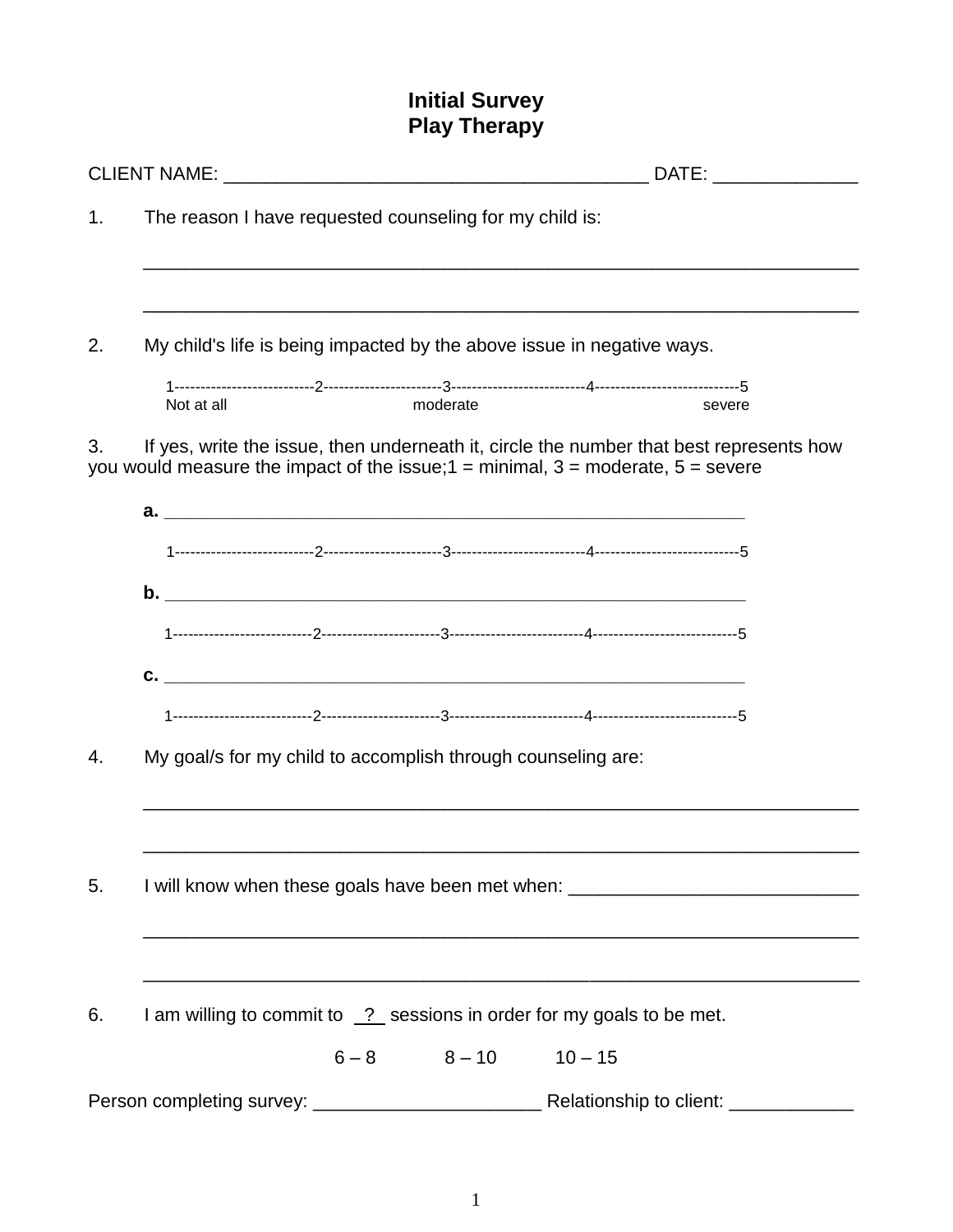# Initial Survey
# Play Therapy

CLIENT NAME: ________________________________________ DATE: ______________

1. The reason I have requested counseling for my child is:

   ____________________________________________________________________

   ____________________________________________________________________

2. My child's life is being impacted by the above issue in negative ways.

   1--------------------------2-----------------------3--------------------------4----------------------------5
   Not at all moderate severe

3. If yes, write the issue, then underneath it, circle the number that best represents how you would measure the impact of the issue;1 = minimal, 3 = moderate, 5 = severe

   **a.** ______________________________________________________________

   1--------------------------2-----------------------3--------------------------4----------------------------5

   **b.** ______________________________________________________________

   1--------------------------2-----------------------3--------------------------4----------------------------5

   **c.** ______________________________________________________________

   1--------------------------2-----------------------3--------------------------4----------------------------5

4. My goal/s for my child to accomplish through counseling are:

   ____________________________________________________________________

   ____________________________________________________________________

5. I will know when these goals have been met when: ____________________________

   ____________________________________________________________________

   ____________________________________________________________________

6. I am willing to commit to __?__ sessions in order for my goals to be met.

   6 – 8 8 – 10 10 – 15

Person completing survey: ______________________ Relationship to client: ____________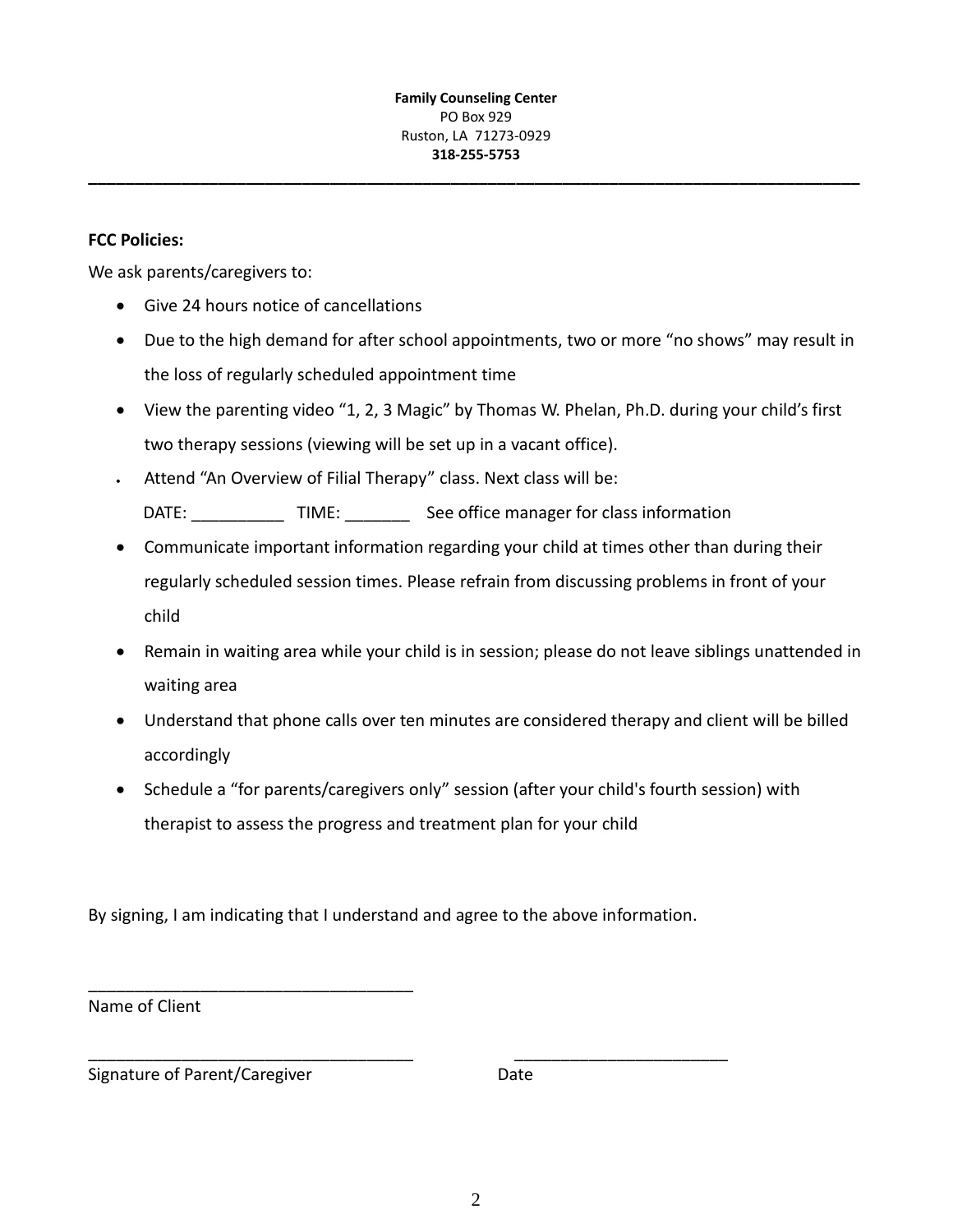**Family Counseling Center**
PO Box 929
Ruston, LA 71273-0929
**318-255-5753**

---

**FCC Policies:**

We ask parents/caregivers to:

- Give 24 hours notice of cancellations
- Due to the high demand for after school appointments, two or more "no shows" may result in the loss of regularly scheduled appointment time
- View the parenting video "1, 2, 3 Magic" by Thomas W. Phelan, Ph.D. during your child's first two therapy sessions (viewing will be set up in a vacant office).
- Attend "An Overview of Filial Therapy" class. Next class will be:
  DATE: __________ TIME: _______ See office manager for class information
- Communicate important information regarding your child at times other than during their regularly scheduled session times. Please refrain from discussing problems in front of your child
- Remain in waiting area while your child is in session; please do not leave siblings unattended in waiting area
- Understand that phone calls over ten minutes are considered therapy and client will be billed accordingly
- Schedule a "for parents/caregivers only" session (after your child's fourth session) with therapist to assess the progress and treatment plan for your child

By signing, I am indicating that I understand and agree to the above information.

___________________________________
Name of Client

___________________________________ _______________________
Signature of Parent/Caregiver Date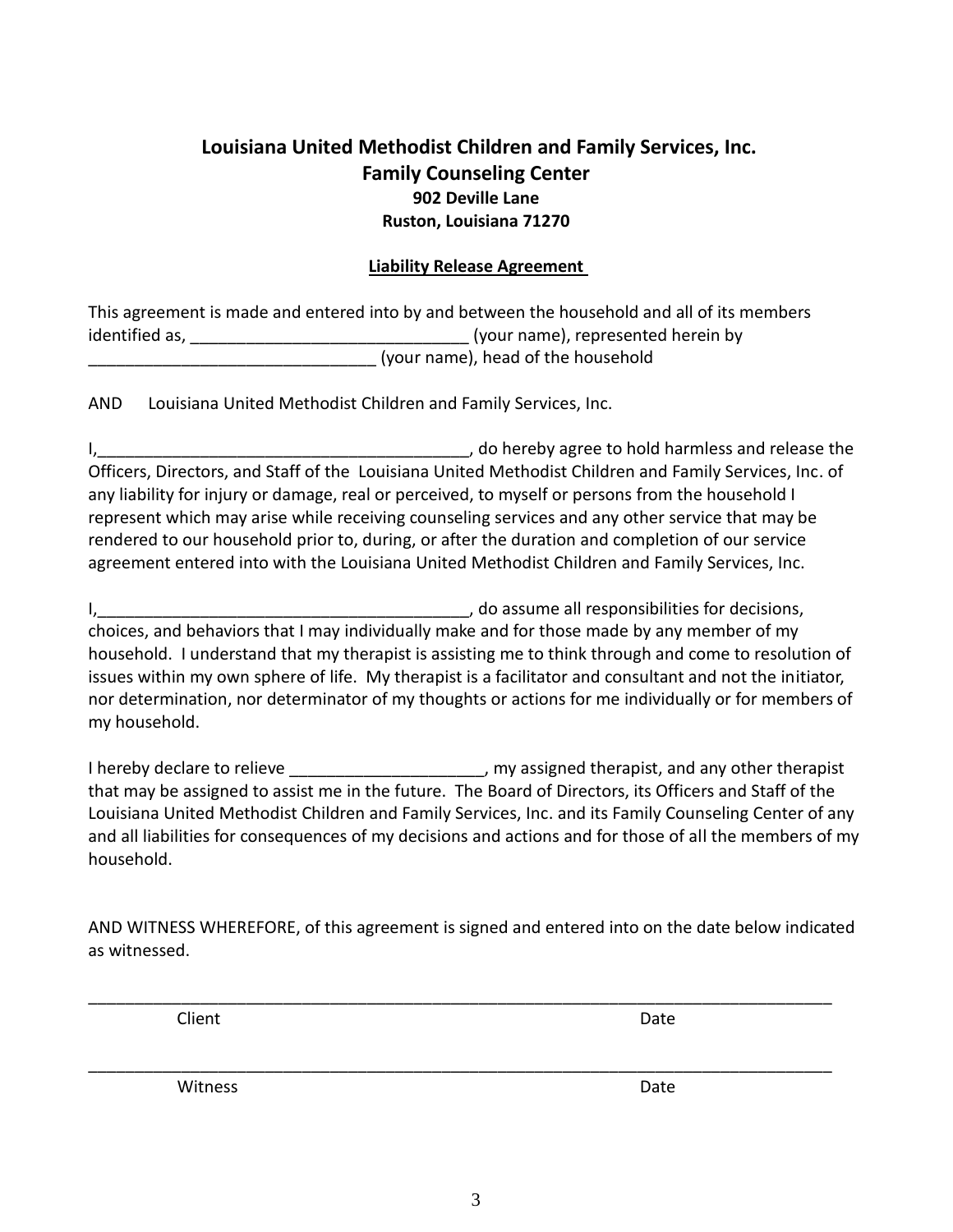# Louisiana United Methodist Children and Family Services, Inc.
## Family Counseling Center
**902 Deville Lane**
**Ruston, Louisiana 71270**

**Liability Release Agreement**

This agreement is made and entered into by and between the household and all of its members identified as, ______________________________ (your name), represented herein by _______________________________ (your name), head of the household

AND Louisiana United Methodist Children and Family Services, Inc.

I,_________________________________________, do hereby agree to hold harmless and release the Officers, Directors, and Staff of the Louisiana United Methodist Children and Family Services, Inc. of any liability for injury or damage, real or perceived, to myself or persons from the household I represent which may arise while receiving counseling services and any other service that may be rendered to our household prior to, during, or after the duration and completion of our service agreement entered into with the Louisiana United Methodist Children and Family Services, Inc.

I,_________________________________________, do assume all responsibilities for decisions, choices, and behaviors that I may individually make and for those made by any member of my household. I understand that my therapist is assisting me to think through and come to resolution of issues within my own sphere of life. My therapist is a facilitator and consultant and not the initiator, nor determination, nor determinator of my thoughts or actions for me individually or for members of my household.

I hereby declare to relieve _____________________, my assigned therapist, and any other therapist that may be assigned to assist me in the future. The Board of Directors, its Officers and Staff of the Louisiana United Methodist Children and Family Services, Inc. and its Family Counseling Center of any and all liabilities for consequences of my decisions and actions and for those of all the members of my household.

AND WITNESS WHEREFORE, of this agreement is signed and entered into on the date below indicated as witnessed.

_____________________________________________________________________________________

Client Date

_____________________________________________________________________________________

Witness Date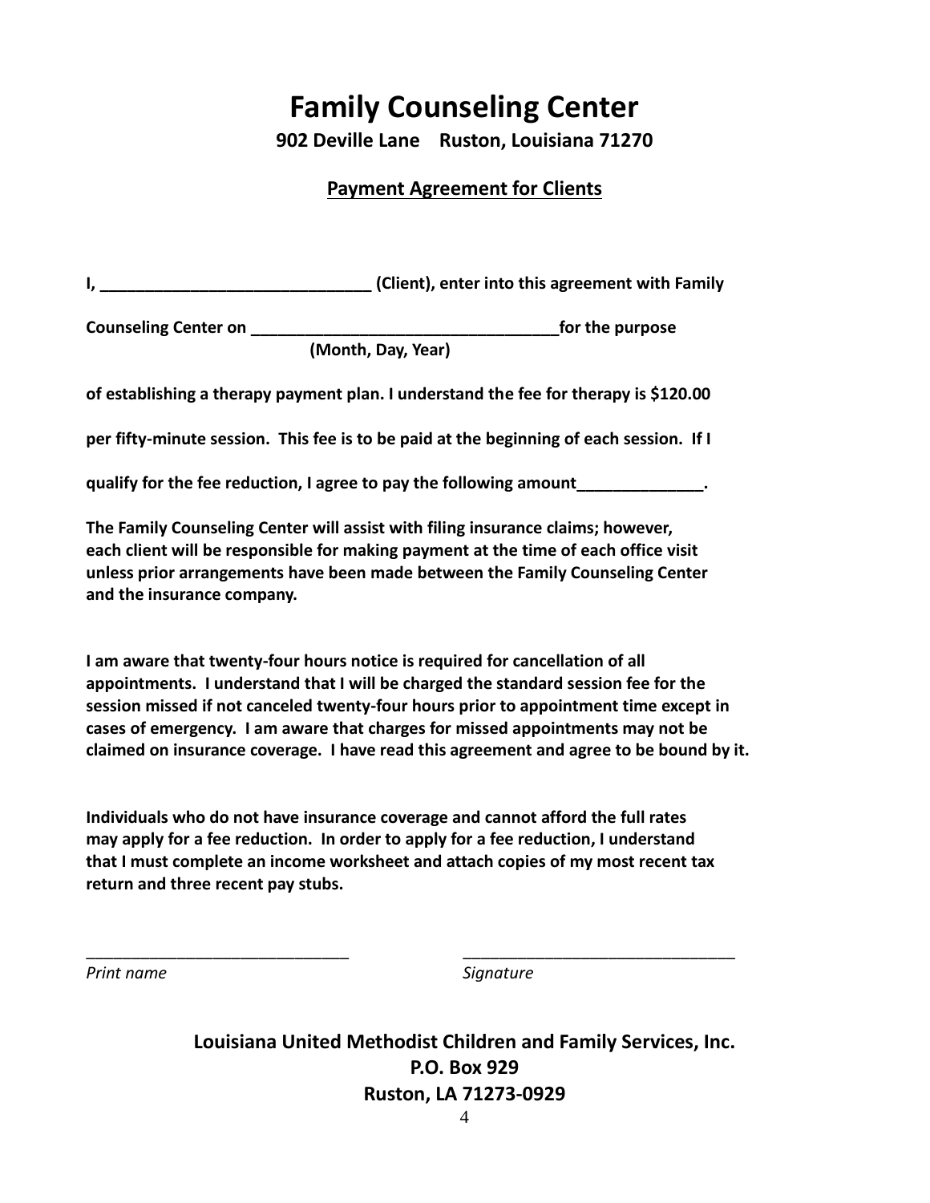# Family Counseling Center

**902 Deville Lane Ruston, Louisiana 71270**

## Payment Agreement for Clients

**I, ______________________________ (Client), enter into this agreement with Family Counseling Center on __________________________________ for the purpose**
**(Month, Day, Year)**
**of establishing a therapy payment plan. I understand the fee for therapy is $120.00 per fifty-minute session. This fee is to be paid at the beginning of each session. If I qualify for the fee reduction, I agree to pay the following amount______________.**

**The Family Counseling Center will assist with filing insurance claims; however, each client will be responsible for making payment at the time of each office visit unless prior arrangements have been made between the Family Counseling Center and the insurance company.**

**I am aware that twenty-four hours notice is required for cancellation of all appointments. I understand that I will be charged the standard session fee for the session missed if not canceled twenty-four hours prior to appointment time except in cases of emergency. I am aware that charges for missed appointments may not be claimed on insurance coverage. I have read this agreement and agree to be bound by it.**

**Individuals who do not have insurance coverage and cannot afford the full rates may apply for a fee reduction. In order to apply for a fee reduction, I understand that I must complete an income worksheet and attach copies of my most recent tax return and three recent pay stubs.**

______________________________ &nbsp;&nbsp;&nbsp;&nbsp;&nbsp;&nbsp;&nbsp;&nbsp; ______________________________
*Print name* &nbsp;&nbsp;&nbsp;&nbsp;&nbsp;&nbsp;&nbsp;&nbsp;&nbsp;&nbsp;&nbsp;&nbsp;&nbsp;&nbsp;&nbsp;&nbsp;&nbsp;&nbsp;&nbsp;&nbsp;&nbsp;&nbsp;&nbsp;&nbsp;&nbsp;&nbsp;&nbsp;&nbsp;&nbsp;&nbsp;&nbsp;&nbsp;&nbsp;&nbsp;&nbsp;&nbsp;&nbsp;&nbsp; *Signature*

**Louisiana United Methodist Children and Family Services, Inc.**
**P.O. Box 929**
**Ruston, LA 71273-0929**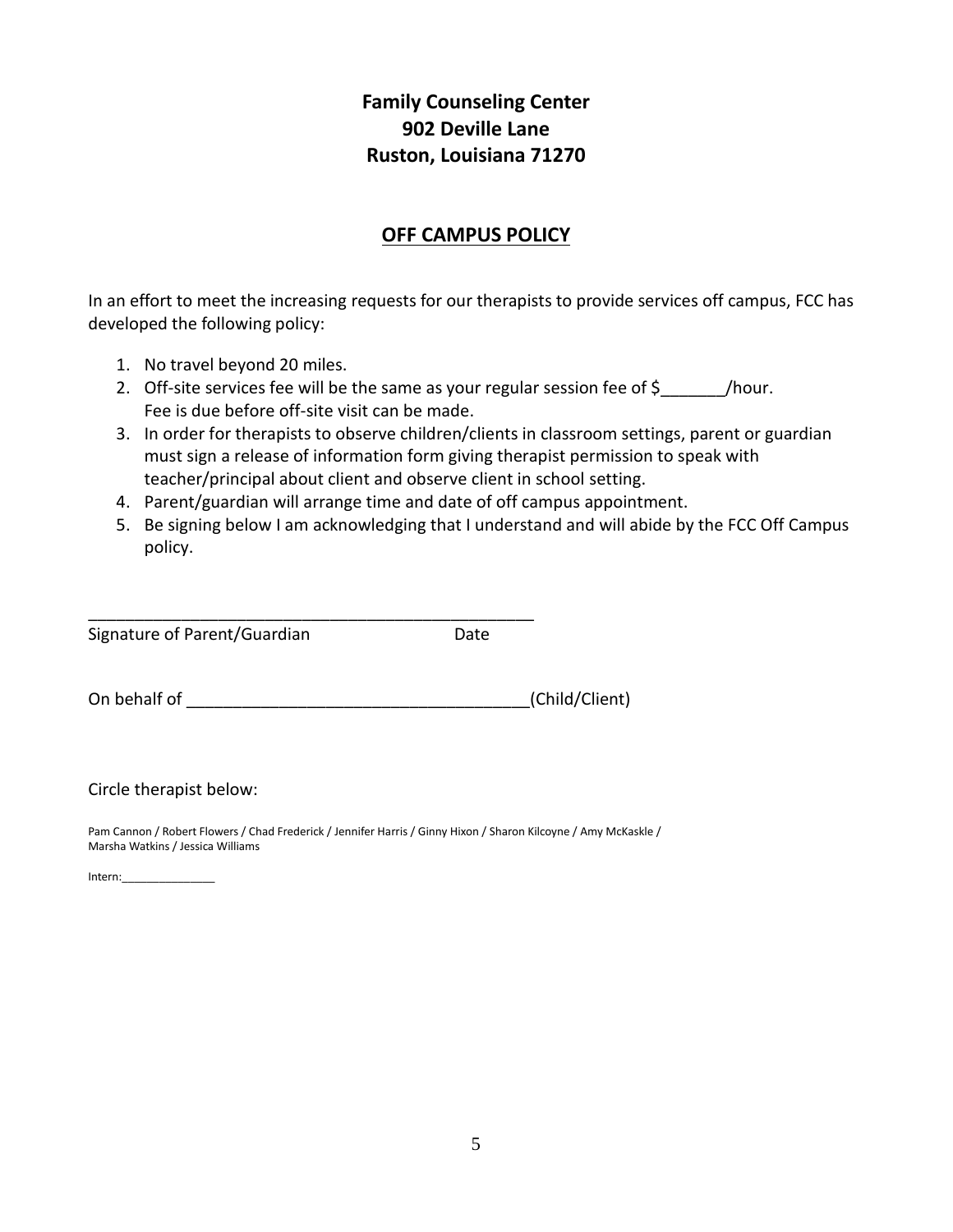**Family Counseling Center**
**902 Deville Lane**
**Ruston, Louisiana 71270**

## OFF CAMPUS POLICY

In an effort to meet the increasing requests for our therapists to provide services off campus, FCC has developed the following policy:

1. No travel beyond 20 miles.
2. Off-site services fee will be the same as your regular session fee of $_______/hour. Fee is due before off-site visit can be made.
3. In order for therapists to observe children/clients in classroom settings, parent or guardian must sign a release of information form giving therapist permission to speak with teacher/principal about client and observe client in school setting.
4. Parent/guardian will arrange time and date of off campus appointment.
5. Be signing below I am acknowledging that I understand and will abide by the FCC Off Campus policy.

__________________________________________________
Signature of Parent/Guardian Date

On behalf of ____________________________________(Child/Client)

Circle therapist below:

Pam Cannon / Robert Flowers / Chad Frederick / Jennifer Harris / Ginny Hixon / Sharon Kilcoyne / Amy McKaskle / Marsha Watkins / Jessica Williams

Intern:_______________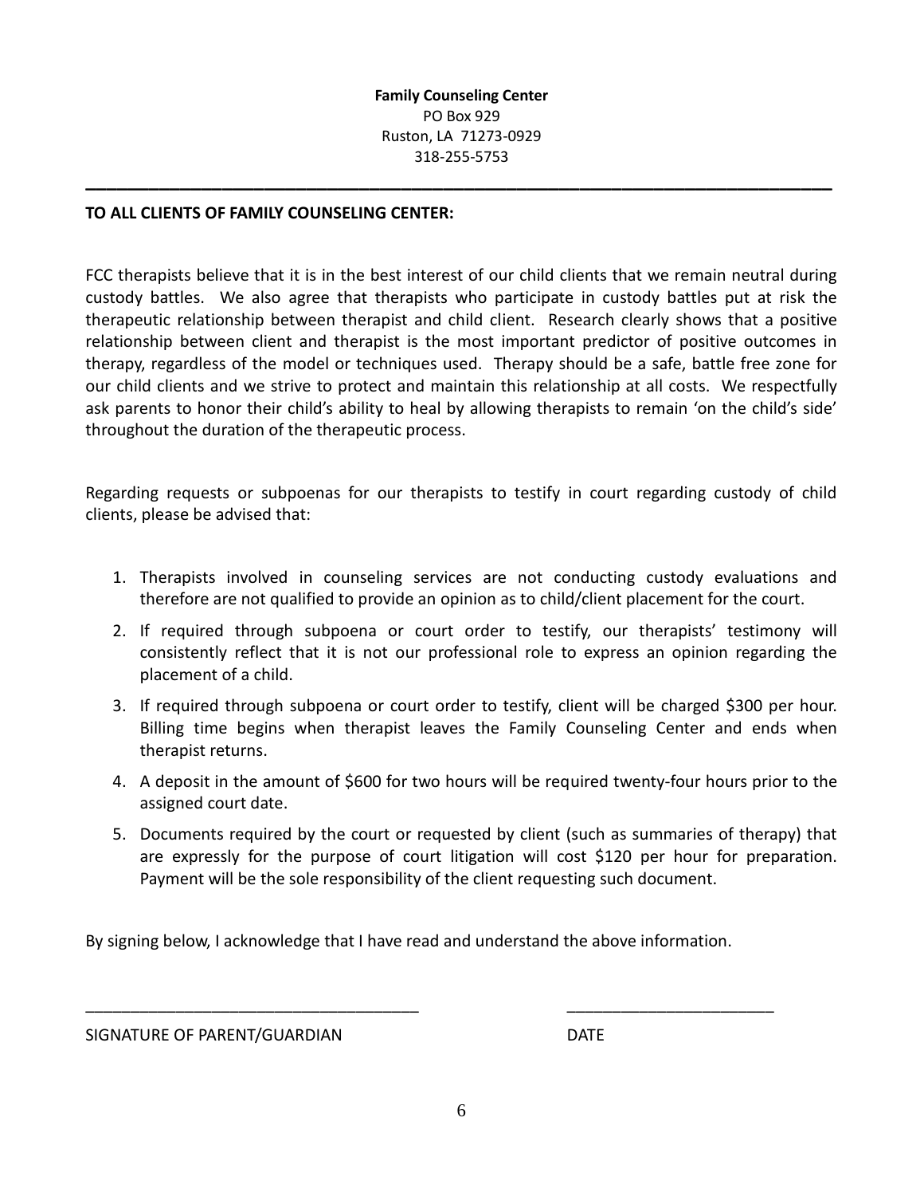**Family Counseling Center**
PO Box 929
Ruston, LA 71273-0929
318-255-5753

---

**TO ALL CLIENTS OF FAMILY COUNSELING CENTER:**

FCC therapists believe that it is in the best interest of our child clients that we remain neutral during custody battles. We also agree that therapists who participate in custody battles put at risk the therapeutic relationship between therapist and child client. Research clearly shows that a positive relationship between client and therapist is the most important predictor of positive outcomes in therapy, regardless of the model or techniques used. Therapy should be a safe, battle free zone for our child clients and we strive to protect and maintain this relationship at all costs. We respectfully ask parents to honor their child's ability to heal by allowing therapists to remain 'on the child's side' throughout the duration of the therapeutic process.

Regarding requests or subpoenas for our therapists to testify in court regarding custody of child clients, please be advised that:

1. Therapists involved in counseling services are not conducting custody evaluations and therefore are not qualified to provide an opinion as to child/client placement for the court.
2. If required through subpoena or court order to testify, our therapists' testimony will consistently reflect that it is not our professional role to express an opinion regarding the placement of a child.
3. If required through subpoena or court order to testify, client will be charged $300 per hour. Billing time begins when therapist leaves the Family Counseling Center and ends when therapist returns.
4. A deposit in the amount of $600 for two hours will be required twenty-four hours prior to the assigned court date.
5. Documents required by the court or requested by client (such as summaries of therapy) that are expressly for the purpose of court litigation will cost $120 per hour for preparation. Payment will be the sole responsibility of the client requesting such document.

By signing below, I acknowledge that I have read and understand the above information.

_____________________________________ _______________________

SIGNATURE OF PARENT/GUARDIAN DATE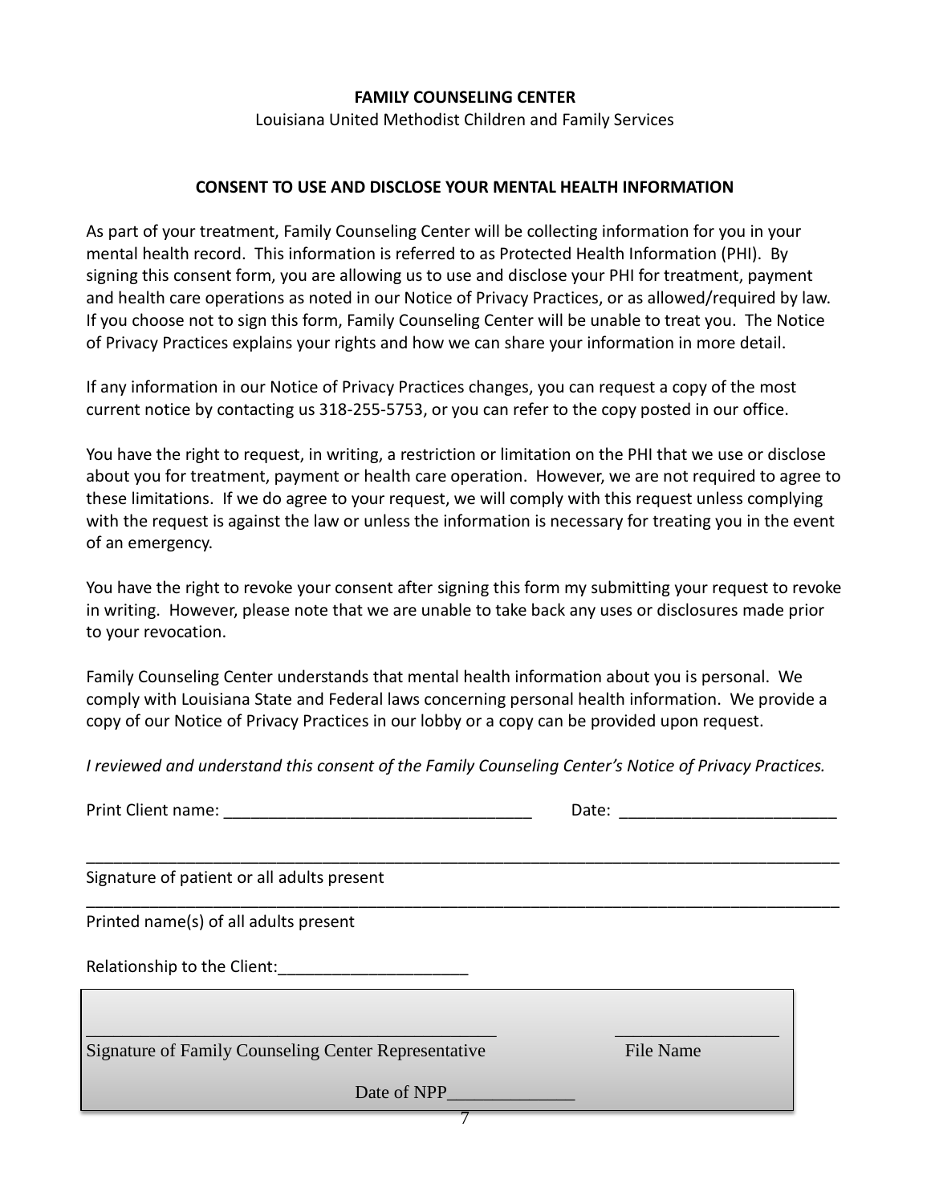**FAMILY COUNSELING CENTER**

Louisiana United Methodist Children and Family Services

## CONSENT TO USE AND DISCLOSE YOUR MENTAL HEALTH INFORMATION

As part of your treatment, Family Counseling Center will be collecting information for you in your mental health record. This information is referred to as Protected Health Information (PHI). By signing this consent form, you are allowing us to use and disclose your PHI for treatment, payment and health care operations as noted in our Notice of Privacy Practices, or as allowed/required by law. If you choose not to sign this form, Family Counseling Center will be unable to treat you. The Notice of Privacy Practices explains your rights and how we can share your information in more detail.

If any information in our Notice of Privacy Practices changes, you can request a copy of the most current notice by contacting us 318-255-5753, or you can refer to the copy posted in our office.

You have the right to request, in writing, a restriction or limitation on the PHI that we use or disclose about you for treatment, payment or health care operation. However, we are not required to agree to these limitations. If we do agree to your request, we will comply with this request unless complying with the request is against the law or unless the information is necessary for treating you in the event of an emergency.

You have the right to revoke your consent after signing this form my submitting your request to revoke in writing. However, please note that we are unable to take back any uses or disclosures made prior to your revocation.

Family Counseling Center understands that mental health information about you is personal. We comply with Louisiana State and Federal laws concerning personal health information. We provide a copy of our Notice of Privacy Practices in our lobby or a copy can be provided upon request.

*I reviewed and understand this consent of the Family Counseling Center's Notice of Privacy Practices.*

Print Client name: __________________________________ Date: ________________________

_____________________________________________________________________________________

Signature of patient or all adults present

_____________________________________________________________________________________

Printed name(s) of all adults present

Relationship to the Client:_____________________

_____________________________________________ _________________

Signature of Family Counseling Center Representative File Name

Date of NPP______________